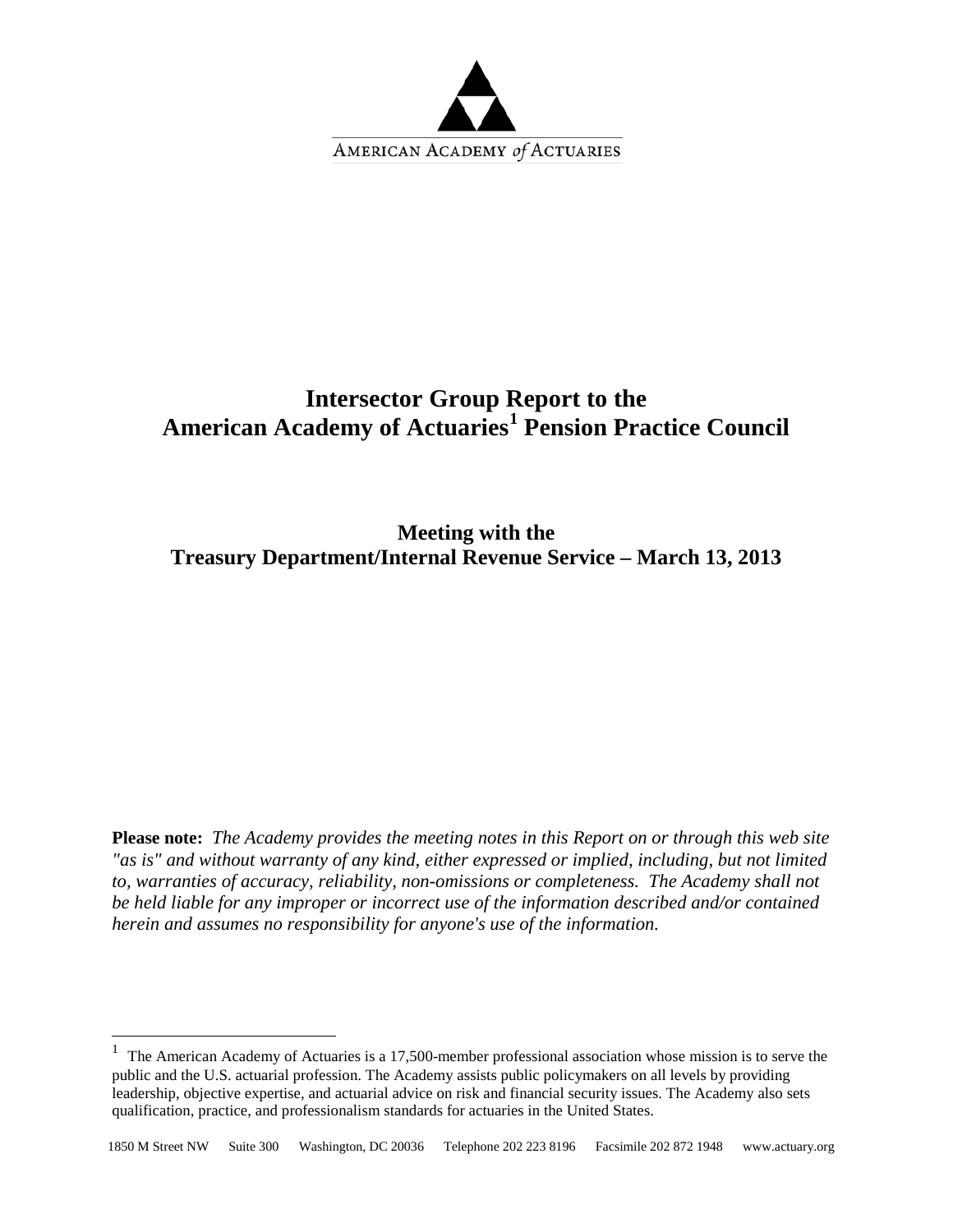AMERICAN ACADEMY *of* ACTUARIES

# Intersector Group Report to the American Academy of Actuaries[1] Pension Practice Council

## Meeting with the Treasury Department/Internal Revenue Service – March 13, 2013

**Please note:** *The Academy provides the meeting notes in this Report on or through this web site "as is" and without warranty of any kind, either expressed or implied, including, but not limited to, warranties of accuracy, reliability, non-omissions or completeness. The Academy shall not be held liable for any improper or incorrect use of the information described and/or contained herein and assumes no responsibility for anyone's use of the information.*

[1] The American Academy of Actuaries is a 17,500-member professional association whose mission is to serve the public and the U.S. actuarial profession. The Academy assists public policymakers on all levels by providing leadership, objective expertise, and actuarial advice on risk and financial security issues. The Academy also sets qualification, practice, and professionalism standards for actuaries in the United States.

1850 M Street NW Suite 300 Washington, DC 20036 Telephone 202 223 8196 Facsimile 202 872 1948 www.actuary.org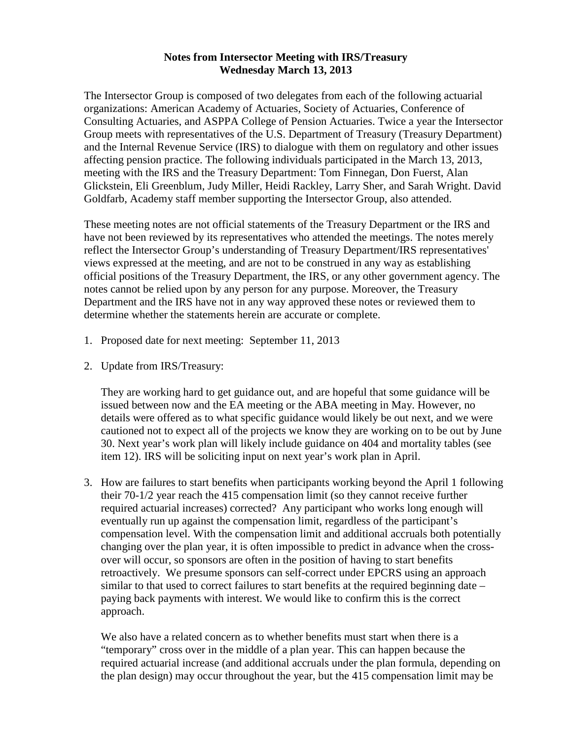**Notes from Intersector Meeting with IRS/Treasury**
**Wednesday March 13, 2013**

The Intersector Group is composed of two delegates from each of the following actuarial organizations: American Academy of Actuaries, Society of Actuaries, Conference of Consulting Actuaries, and ASPPA College of Pension Actuaries. Twice a year the Intersector Group meets with representatives of the U.S. Department of Treasury (Treasury Department) and the Internal Revenue Service (IRS) to dialogue with them on regulatory and other issues affecting pension practice. The following individuals participated in the March 13, 2013, meeting with the IRS and the Treasury Department: Tom Finnegan, Don Fuerst, Alan Glickstein, Eli Greenblum, Judy Miller, Heidi Rackley, Larry Sher, and Sarah Wright. David Goldfarb, Academy staff member supporting the Intersector Group, also attended.

These meeting notes are not official statements of the Treasury Department or the IRS and have not been reviewed by its representatives who attended the meetings. The notes merely reflect the Intersector Group's understanding of Treasury Department/IRS representatives' views expressed at the meeting, and are not to be construed in any way as establishing official positions of the Treasury Department, the IRS, or any other government agency. The notes cannot be relied upon by any person for any purpose. Moreover, the Treasury Department and the IRS have not in any way approved these notes or reviewed them to determine whether the statements herein are accurate or complete.

1. Proposed date for next meeting: September 11, 2013

2. Update from IRS/Treasury:

   They are working hard to get guidance out, and are hopeful that some guidance will be issued between now and the EA meeting or the ABA meeting in May. However, no details were offered as to what specific guidance would likely be out next, and we were cautioned not to expect all of the projects we know they are working on to be out by June 30. Next year's work plan will likely include guidance on 404 and mortality tables (see item 12). IRS will be soliciting input on next year's work plan in April.

3. How are failures to start benefits when participants working beyond the April 1 following their 70-1/2 year reach the 415 compensation limit (so they cannot receive further required actuarial increases) corrected? Any participant who works long enough will eventually run up against the compensation limit, regardless of the participant's compensation level. With the compensation limit and additional accruals both potentially changing over the plan year, it is often impossible to predict in advance when the cross-over will occur, so sponsors are often in the position of having to start benefits retroactively. We presume sponsors can self-correct under EPCRS using an approach similar to that used to correct failures to start benefits at the required beginning date – paying back payments with interest. We would like to confirm this is the correct approach.

   We also have a related concern as to whether benefits must start when there is a "temporary" cross over in the middle of a plan year. This can happen because the required actuarial increase (and additional accruals under the plan formula, depending on the plan design) may occur throughout the year, but the 415 compensation limit may be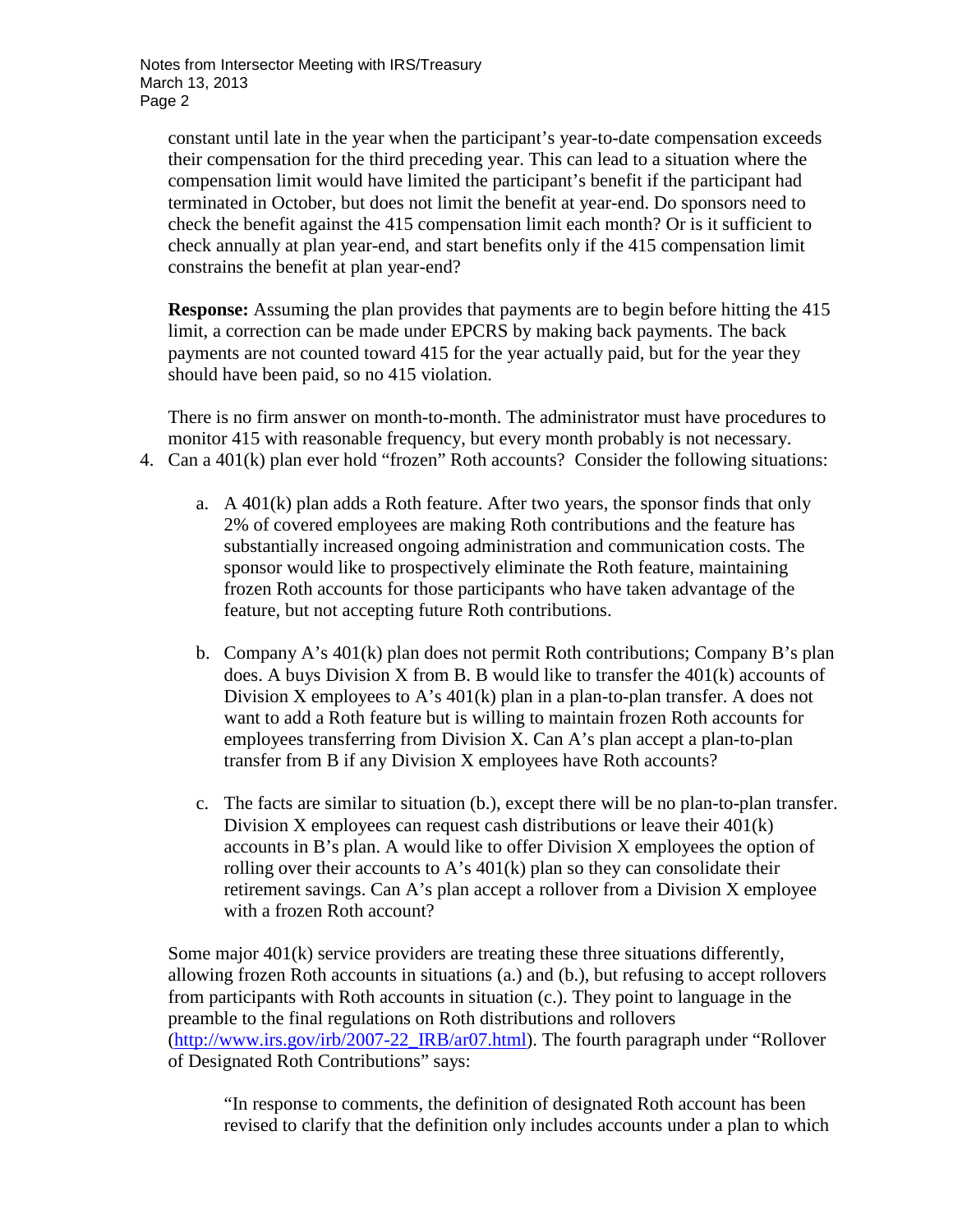constant until late in the year when the participant's year-to-date compensation exceeds their compensation for the third preceding year. This can lead to a situation where the compensation limit would have limited the participant's benefit if the participant had terminated in October, but does not limit the benefit at year-end. Do sponsors need to check the benefit against the 415 compensation limit each month? Or is it sufficient to check annually at plan year-end, and start benefits only if the 415 compensation limit constrains the benefit at plan year-end?

**Response:** Assuming the plan provides that payments are to begin before hitting the 415 limit, a correction can be made under EPCRS by making back payments. The back payments are not counted toward 415 for the year actually paid, but for the year they should have been paid, so no 415 violation.

There is no firm answer on month-to-month. The administrator must have procedures to monitor 415 with reasonable frequency, but every month probably is not necessary.

4. Can a 401(k) plan ever hold "frozen" Roth accounts? Consider the following situations:

   a. A 401(k) plan adds a Roth feature. After two years, the sponsor finds that only 2% of covered employees are making Roth contributions and the feature has substantially increased ongoing administration and communication costs. The sponsor would like to prospectively eliminate the Roth feature, maintaining frozen Roth accounts for those participants who have taken advantage of the feature, but not accepting future Roth contributions.

   b. Company A's 401(k) plan does not permit Roth contributions; Company B's plan does. A buys Division X from B. B would like to transfer the 401(k) accounts of Division X employees to A's 401(k) plan in a plan-to-plan transfer. A does not want to add a Roth feature but is willing to maintain frozen Roth accounts for employees transferring from Division X. Can A's plan accept a plan-to-plan transfer from B if any Division X employees have Roth accounts?

   c. The facts are similar to situation (b.), except there will be no plan-to-plan transfer. Division X employees can request cash distributions or leave their 401(k) accounts in B's plan. A would like to offer Division X employees the option of rolling over their accounts to A's 401(k) plan so they can consolidate their retirement savings. Can A's plan accept a rollover from a Division X employee with a frozen Roth account?

Some major 401(k) service providers are treating these three situations differently, allowing frozen Roth accounts in situations (a.) and (b.), but refusing to accept rollovers from participants with Roth accounts in situation (c.). They point to language in the preamble to the final regulations on Roth distributions and rollovers (http://www.irs.gov/irb/2007-22_IRB/ar07.html). The fourth paragraph under "Rollover of Designated Roth Contributions" says:

> "In response to comments, the definition of designated Roth account has been revised to clarify that the definition only includes accounts under a plan to which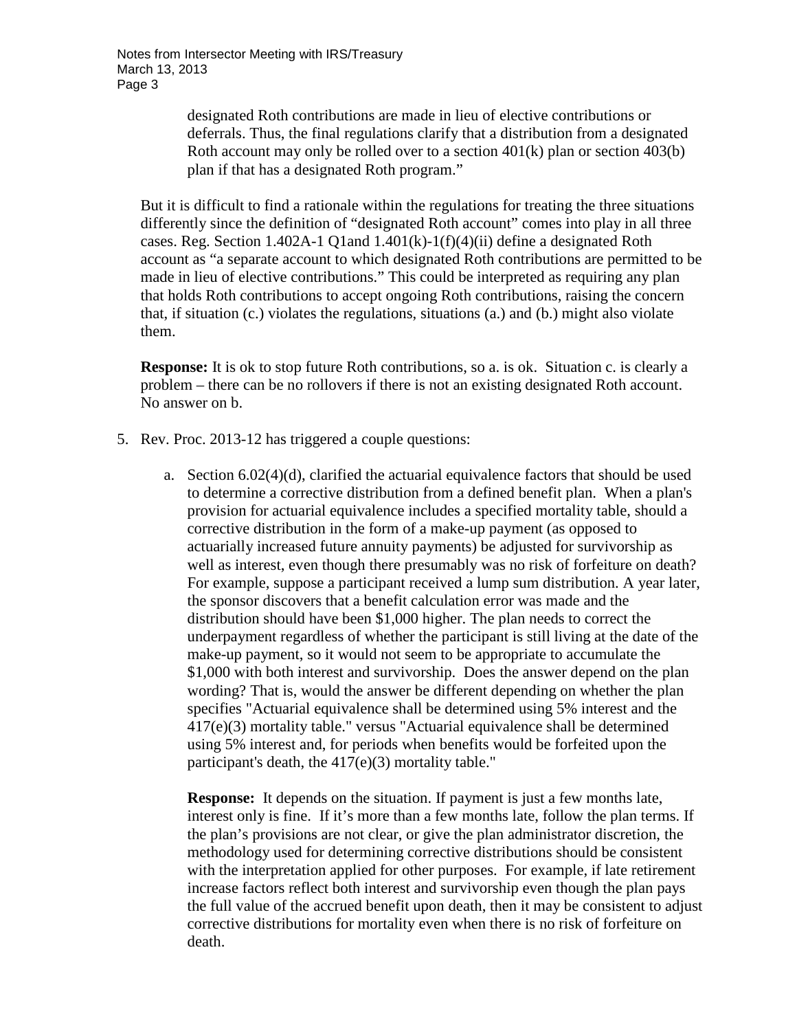designated Roth contributions are made in lieu of elective contributions or deferrals. Thus, the final regulations clarify that a distribution from a designated Roth account may only be rolled over to a section 401(k) plan or section 403(b) plan if that has a designated Roth program."

But it is difficult to find a rationale within the regulations for treating the three situations differently since the definition of "designated Roth account" comes into play in all three cases. Reg. Section 1.402A-1 Q1and 1.401(k)-1(f)(4)(ii) define a designated Roth account as "a separate account to which designated Roth contributions are permitted to be made in lieu of elective contributions." This could be interpreted as requiring any plan that holds Roth contributions to accept ongoing Roth contributions, raising the concern that, if situation (c.) violates the regulations, situations (a.) and (b.) might also violate them.

**Response:** It is ok to stop future Roth contributions, so a. is ok. Situation c. is clearly a problem – there can be no rollovers if there is not an existing designated Roth account. No answer on b.

5. Rev. Proc. 2013-12 has triggered a couple questions:

   a. Section 6.02(4)(d), clarified the actuarial equivalence factors that should be used to determine a corrective distribution from a defined benefit plan. When a plan's provision for actuarial equivalence includes a specified mortality table, should a corrective distribution in the form of a make-up payment (as opposed to actuarially increased future annuity payments) be adjusted for survivorship as well as interest, even though there presumably was no risk of forfeiture on death? For example, suppose a participant received a lump sum distribution. A year later, the sponsor discovers that a benefit calculation error was made and the distribution should have been $1,000 higher. The plan needs to correct the underpayment regardless of whether the participant is still living at the date of the make-up payment, so it would not seem to be appropriate to accumulate the $1,000 with both interest and survivorship. Does the answer depend on the plan wording? That is, would the answer be different depending on whether the plan specifies "Actuarial equivalence shall be determined using 5% interest and the 417(e)(3) mortality table." versus "Actuarial equivalence shall be determined using 5% interest and, for periods when benefits would be forfeited upon the participant's death, the 417(e)(3) mortality table."

      **Response:** It depends on the situation. If payment is just a few months late, interest only is fine. If it's more than a few months late, follow the plan terms. If the plan's provisions are not clear, or give the plan administrator discretion, the methodology used for determining corrective distributions should be consistent with the interpretation applied for other purposes. For example, if late retirement increase factors reflect both interest and survivorship even though the plan pays the full value of the accrued benefit upon death, then it may be consistent to adjust corrective distributions for mortality even when there is no risk of forfeiture on death.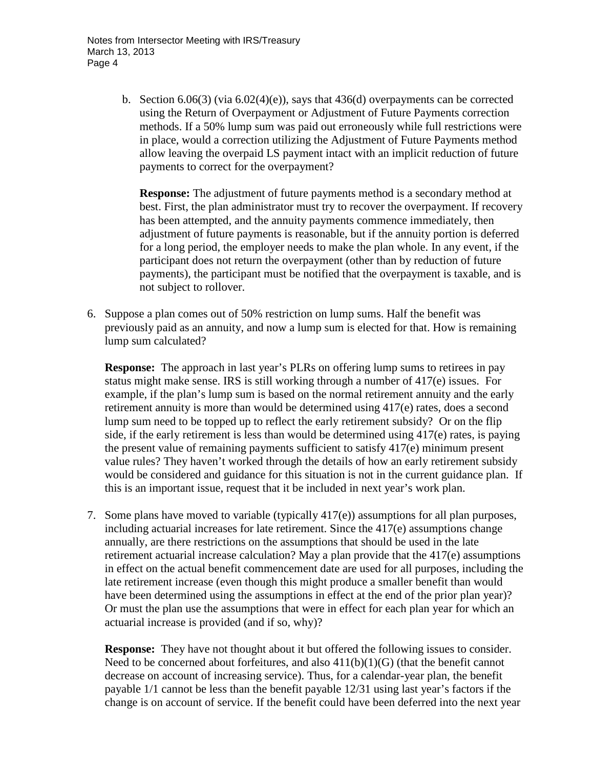b. Section 6.06(3) (via 6.02(4)(e)), says that 436(d) overpayments can be corrected using the Return of Overpayment or Adjustment of Future Payments correction methods. If a 50% lump sum was paid out erroneously while full restrictions were in place, would a correction utilizing the Adjustment of Future Payments method allow leaving the overpaid LS payment intact with an implicit reduction of future payments to correct for the overpayment?

   **Response:** The adjustment of future payments method is a secondary method at best. First, the plan administrator must try to recover the overpayment. If recovery has been attempted, and the annuity payments commence immediately, then adjustment of future payments is reasonable, but if the annuity portion is deferred for a long period, the employer needs to make the plan whole. In any event, if the participant does not return the overpayment (other than by reduction of future payments), the participant must be notified that the overpayment is taxable, and is not subject to rollover.

6. Suppose a plan comes out of 50% restriction on lump sums. Half the benefit was previously paid as an annuity, and now a lump sum is elected for that. How is remaining lump sum calculated?

   **Response:** The approach in last year's PLRs on offering lump sums to retirees in pay status might make sense. IRS is still working through a number of 417(e) issues. For example, if the plan's lump sum is based on the normal retirement annuity and the early retirement annuity is more than would be determined using 417(e) rates, does a second lump sum need to be topped up to reflect the early retirement subsidy? Or on the flip side, if the early retirement is less than would be determined using 417(e) rates, is paying the present value of remaining payments sufficient to satisfy 417(e) minimum present value rules? They haven't worked through the details of how an early retirement subsidy would be considered and guidance for this situation is not in the current guidance plan. If this is an important issue, request that it be included in next year's work plan.

7. Some plans have moved to variable (typically 417(e)) assumptions for all plan purposes, including actuarial increases for late retirement. Since the 417(e) assumptions change annually, are there restrictions on the assumptions that should be used in the late retirement actuarial increase calculation? May a plan provide that the 417(e) assumptions in effect on the actual benefit commencement date are used for all purposes, including the late retirement increase (even though this might produce a smaller benefit than would have been determined using the assumptions in effect at the end of the prior plan year)? Or must the plan use the assumptions that were in effect for each plan year for which an actuarial increase is provided (and if so, why)?

   **Response:** They have not thought about it but offered the following issues to consider. Need to be concerned about forfeitures, and also 411(b)(1)(G) (that the benefit cannot decrease on account of increasing service). Thus, for a calendar-year plan, the benefit payable 1/1 cannot be less than the benefit payable 12/31 using last year's factors if the change is on account of service. If the benefit could have been deferred into the next year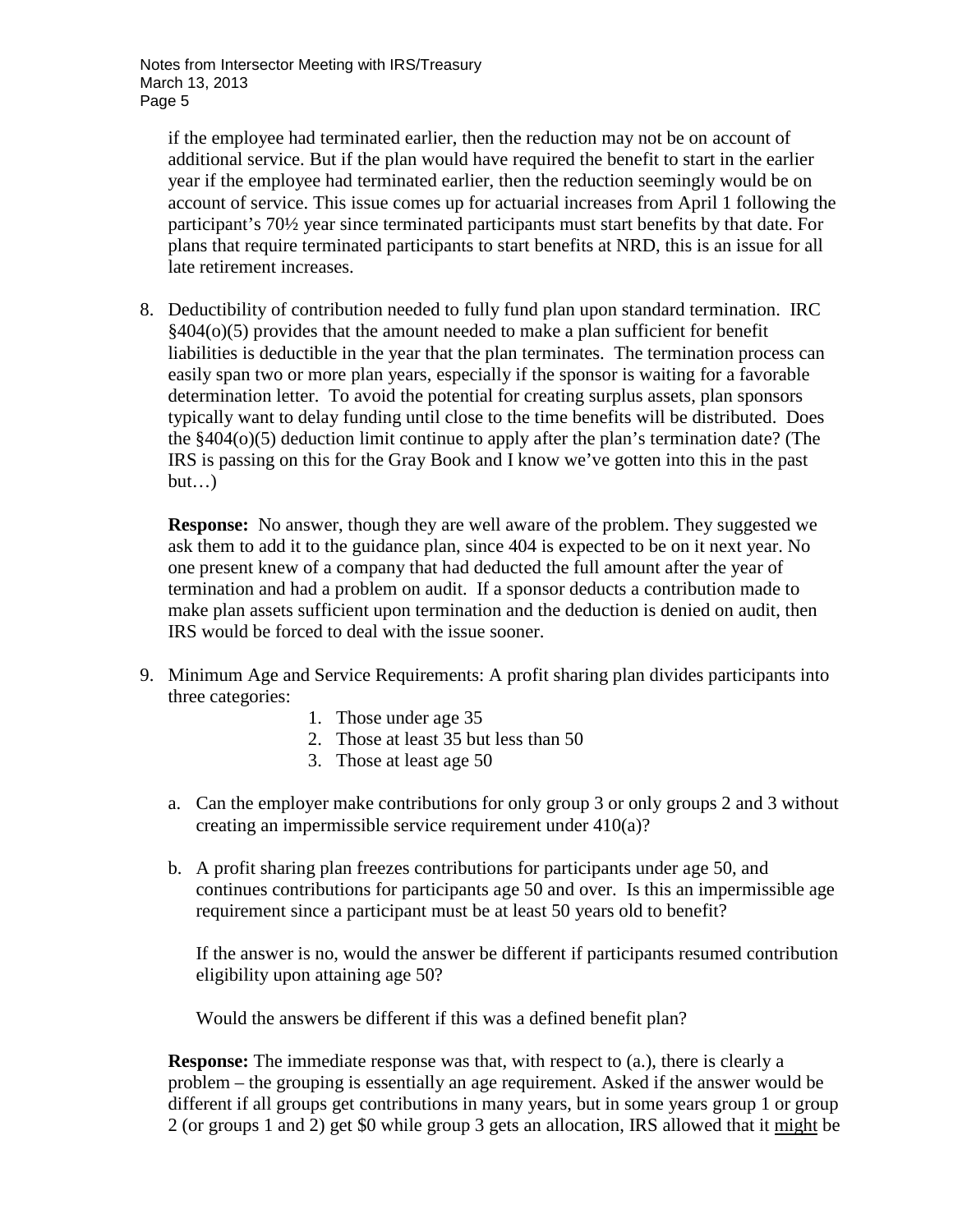if the employee had terminated earlier, then the reduction may not be on account of additional service. But if the plan would have required the benefit to start in the earlier year if the employee had terminated earlier, then the reduction seemingly would be on account of service. This issue comes up for actuarial increases from April 1 following the participant's 70½ year since terminated participants must start benefits by that date. For plans that require terminated participants to start benefits at NRD, this is an issue for all late retirement increases.

8. Deductibility of contribution needed to fully fund plan upon standard termination. IRC §404(o)(5) provides that the amount needed to make a plan sufficient for benefit liabilities is deductible in the year that the plan terminates. The termination process can easily span two or more plan years, especially if the sponsor is waiting for a favorable determination letter. To avoid the potential for creating surplus assets, plan sponsors typically want to delay funding until close to the time benefits will be distributed. Does the §404(o)(5) deduction limit continue to apply after the plan's termination date? (The IRS is passing on this for the Gray Book and I know we've gotten into this in the past but…)

   **Response:** No answer, though they are well aware of the problem. They suggested we ask them to add it to the guidance plan, since 404 is expected to be on it next year. No one present knew of a company that had deducted the full amount after the year of termination and had a problem on audit. If a sponsor deducts a contribution made to make plan assets sufficient upon termination and the deduction is denied on audit, then IRS would be forced to deal with the issue sooner.

9. Minimum Age and Service Requirements: A profit sharing plan divides participants into three categories:
   1. Those under age 35
   2. Those at least 35 but less than 50
   3. Those at least age 50

   a. Can the employer make contributions for only group 3 or only groups 2 and 3 without creating an impermissible service requirement under 410(a)?

   b. A profit sharing plan freezes contributions for participants under age 50, and continues contributions for participants age 50 and over. Is this an impermissible age requirement since a participant must be at least 50 years old to benefit?

      If the answer is no, would the answer be different if participants resumed contribution eligibility upon attaining age 50?

      Would the answers be different if this was a defined benefit plan?

   **Response:** The immediate response was that, with respect to (a.), there is clearly a problem – the grouping is essentially an age requirement. Asked if the answer would be different if all groups get contributions in many years, but in some years group 1 or group 2 (or groups 1 and 2) get $0 while group 3 gets an allocation, IRS allowed that it might be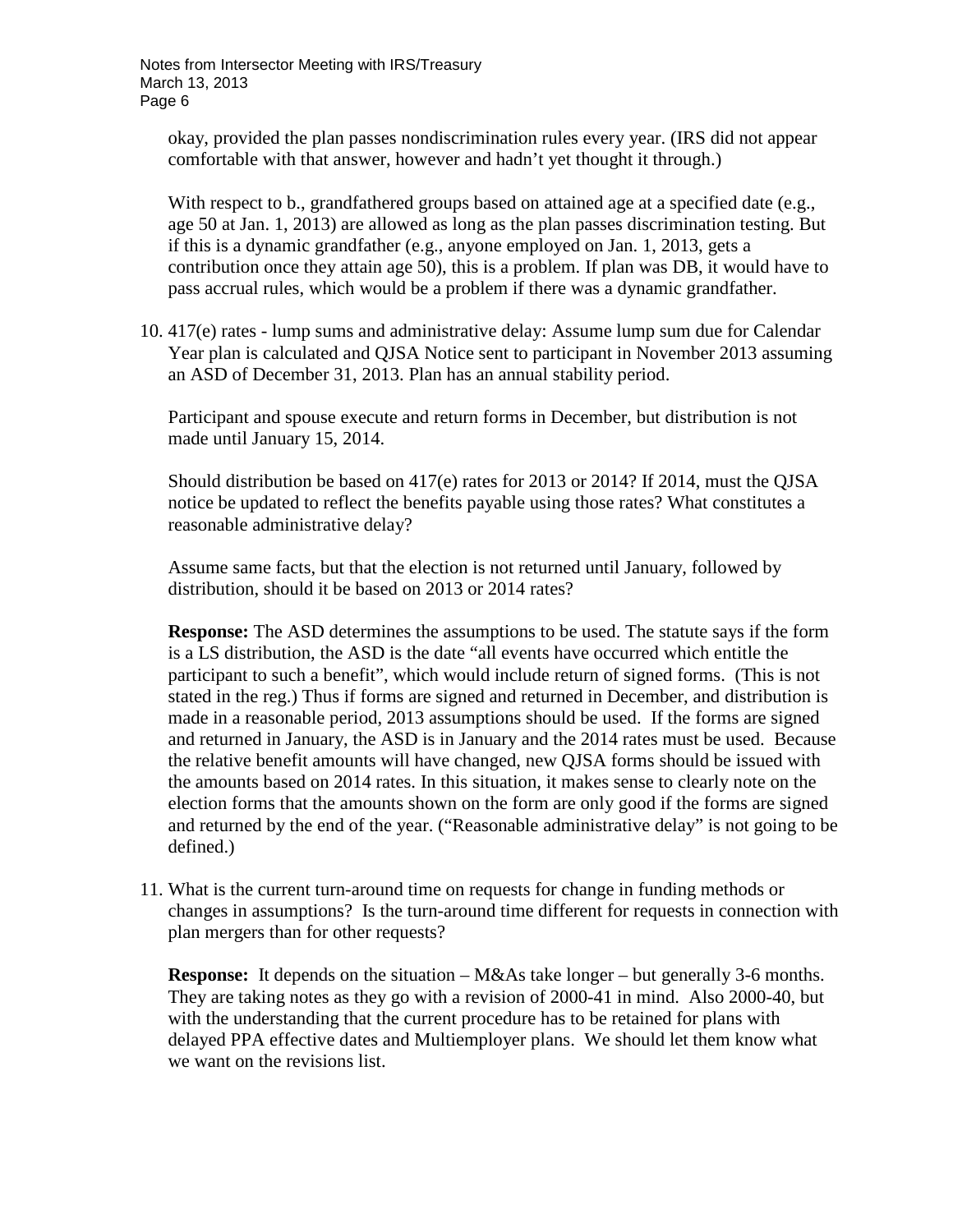okay, provided the plan passes nondiscrimination rules every year. (IRS did not appear comfortable with that answer, however and hadn't yet thought it through.)

With respect to b., grandfathered groups based on attained age at a specified date (e.g., age 50 at Jan. 1, 2013) are allowed as long as the plan passes discrimination testing. But if this is a dynamic grandfather (e.g., anyone employed on Jan. 1, 2013, gets a contribution once they attain age 50), this is a problem. If plan was DB, it would have to pass accrual rules, which would be a problem if there was a dynamic grandfather.

10. 417(e) rates - lump sums and administrative delay: Assume lump sum due for Calendar Year plan is calculated and QJSA Notice sent to participant in November 2013 assuming an ASD of December 31, 2013. Plan has an annual stability period.

    Participant and spouse execute and return forms in December, but distribution is not made until January 15, 2014.

    Should distribution be based on 417(e) rates for 2013 or 2014? If 2014, must the QJSA notice be updated to reflect the benefits payable using those rates? What constitutes a reasonable administrative delay?

    Assume same facts, but that the election is not returned until January, followed by distribution, should it be based on 2013 or 2014 rates?

    **Response:** The ASD determines the assumptions to be used. The statute says if the form is a LS distribution, the ASD is the date "all events have occurred which entitle the participant to such a benefit", which would include return of signed forms. (This is not stated in the reg.) Thus if forms are signed and returned in December, and distribution is made in a reasonable period, 2013 assumptions should be used. If the forms are signed and returned in January, the ASD is in January and the 2014 rates must be used. Because the relative benefit amounts will have changed, new QJSA forms should be issued with the amounts based on 2014 rates. In this situation, it makes sense to clearly note on the election forms that the amounts shown on the form are only good if the forms are signed and returned by the end of the year. ("Reasonable administrative delay" is not going to be defined.)

11. What is the current turn-around time on requests for change in funding methods or changes in assumptions? Is the turn-around time different for requests in connection with plan mergers than for other requests?

    **Response:** It depends on the situation – M&As take longer – but generally 3-6 months. They are taking notes as they go with a revision of 2000-41 in mind. Also 2000-40, but with the understanding that the current procedure has to be retained for plans with delayed PPA effective dates and Multiemployer plans. We should let them know what we want on the revisions list.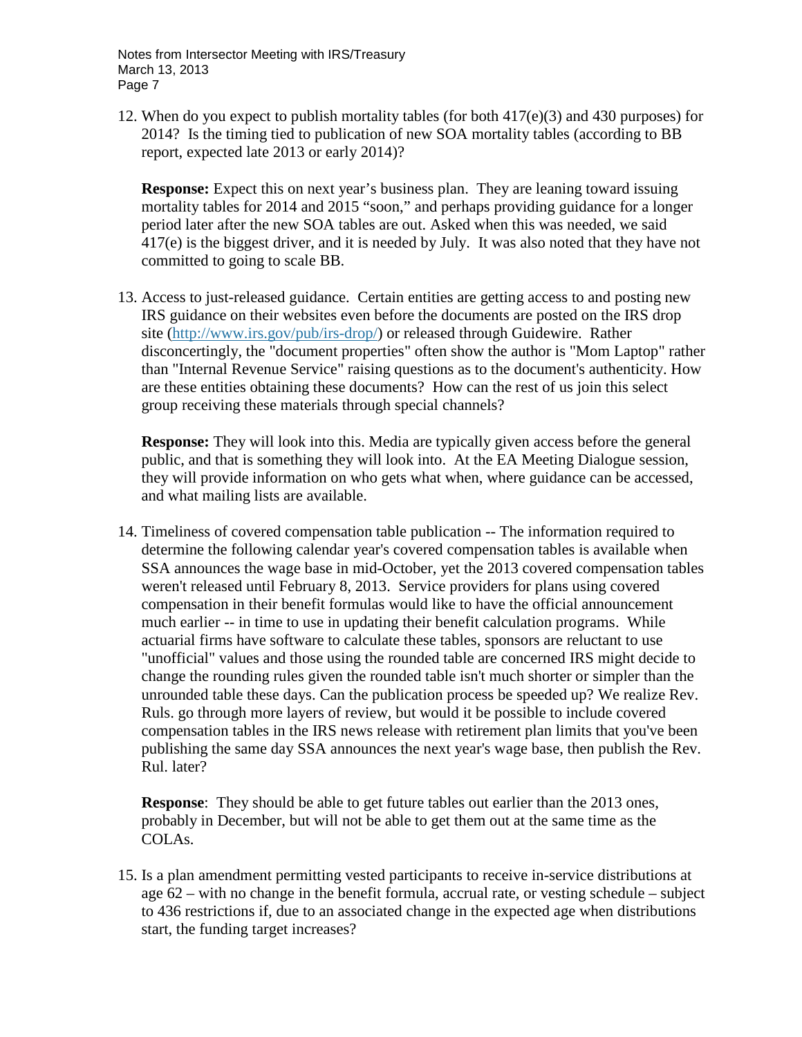12. When do you expect to publish mortality tables (for both 417(e)(3) and 430 purposes) for 2014? Is the timing tied to publication of new SOA mortality tables (according to BB report, expected late 2013 or early 2014)?

    **Response:** Expect this on next year's business plan. They are leaning toward issuing mortality tables for 2014 and 2015 "soon," and perhaps providing guidance for a longer period later after the new SOA tables are out. Asked when this was needed, we said 417(e) is the biggest driver, and it is needed by July. It was also noted that they have not committed to going to scale BB.

13. Access to just-released guidance. Certain entities are getting access to and posting new IRS guidance on their websites even before the documents are posted on the IRS drop site (http://www.irs.gov/pub/irs-drop/) or released through Guidewire. Rather disconcertingly, the "document properties" often show the author is "Mom Laptop" rather than "Internal Revenue Service" raising questions as to the document's authenticity. How are these entities obtaining these documents? How can the rest of us join this select group receiving these materials through special channels?

    **Response:** They will look into this. Media are typically given access before the general public, and that is something they will look into. At the EA Meeting Dialogue session, they will provide information on who gets what when, where guidance can be accessed, and what mailing lists are available.

14. Timeliness of covered compensation table publication -- The information required to determine the following calendar year's covered compensation tables is available when SSA announces the wage base in mid-October, yet the 2013 covered compensation tables weren't released until February 8, 2013. Service providers for plans using covered compensation in their benefit formulas would like to have the official announcement much earlier -- in time to use in updating their benefit calculation programs. While actuarial firms have software to calculate these tables, sponsors are reluctant to use "unofficial" values and those using the rounded table are concerned IRS might decide to change the rounding rules given the rounded table isn't much shorter or simpler than the unrounded table these days. Can the publication process be speeded up? We realize Rev. Ruls. go through more layers of review, but would it be possible to include covered compensation tables in the IRS news release with retirement plan limits that you've been publishing the same day SSA announces the next year's wage base, then publish the Rev. Rul. later?

    **Response**: They should be able to get future tables out earlier than the 2013 ones, probably in December, but will not be able to get them out at the same time as the COLAs.

15. Is a plan amendment permitting vested participants to receive in-service distributions at age 62 – with no change in the benefit formula, accrual rate, or vesting schedule – subject to 436 restrictions if, due to an associated change in the expected age when distributions start, the funding target increases?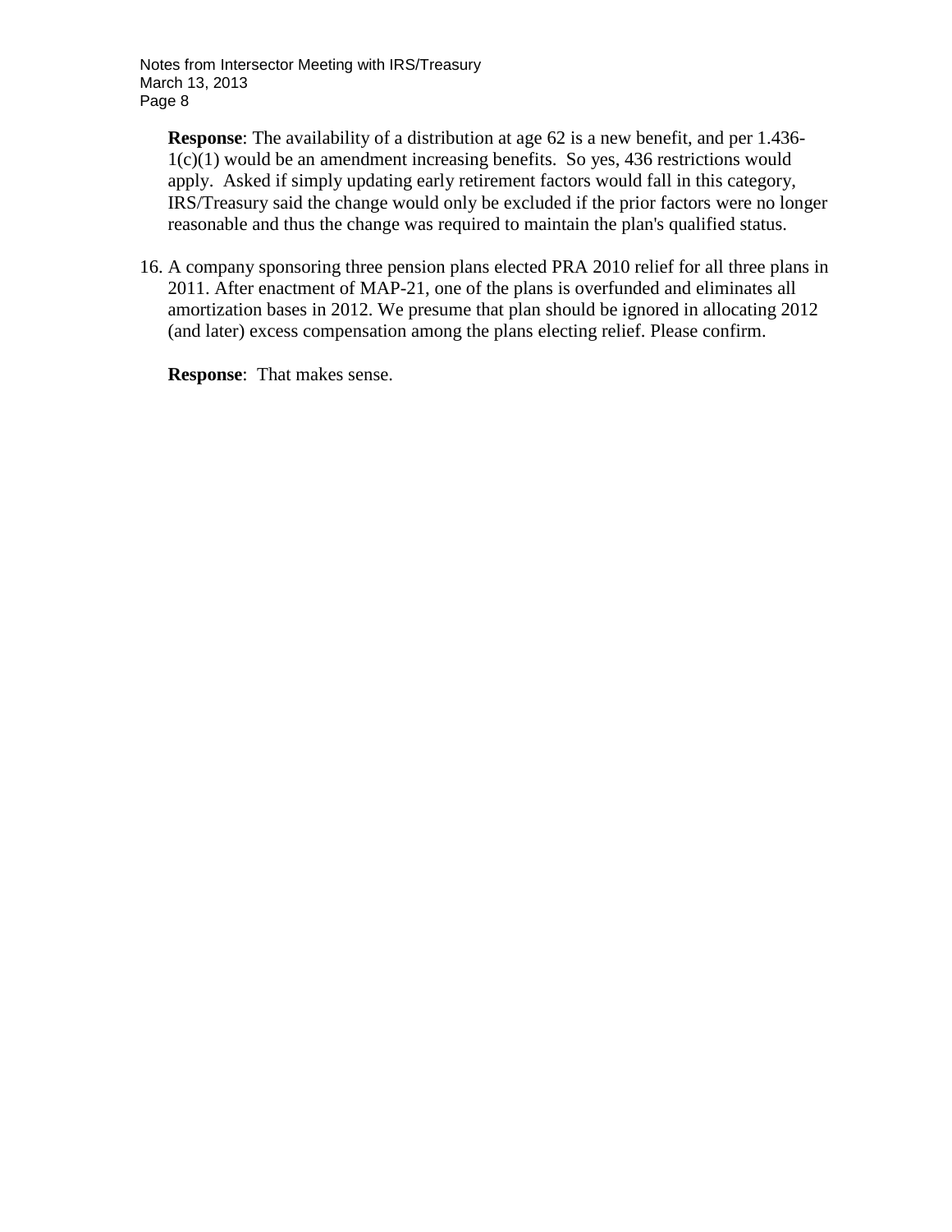**Response**: The availability of a distribution at age 62 is a new benefit, and per 1.436-1(c)(1) would be an amendment increasing benefits. So yes, 436 restrictions would apply. Asked if simply updating early retirement factors would fall in this category, IRS/Treasury said the change would only be excluded if the prior factors were no longer reasonable and thus the change was required to maintain the plan's qualified status.

16. A company sponsoring three pension plans elected PRA 2010 relief for all three plans in 2011. After enactment of MAP-21, one of the plans is overfunded and eliminates all amortization bases in 2012. We presume that plan should be ignored in allocating 2012 (and later) excess compensation among the plans electing relief. Please confirm.

    **Response**: That makes sense.